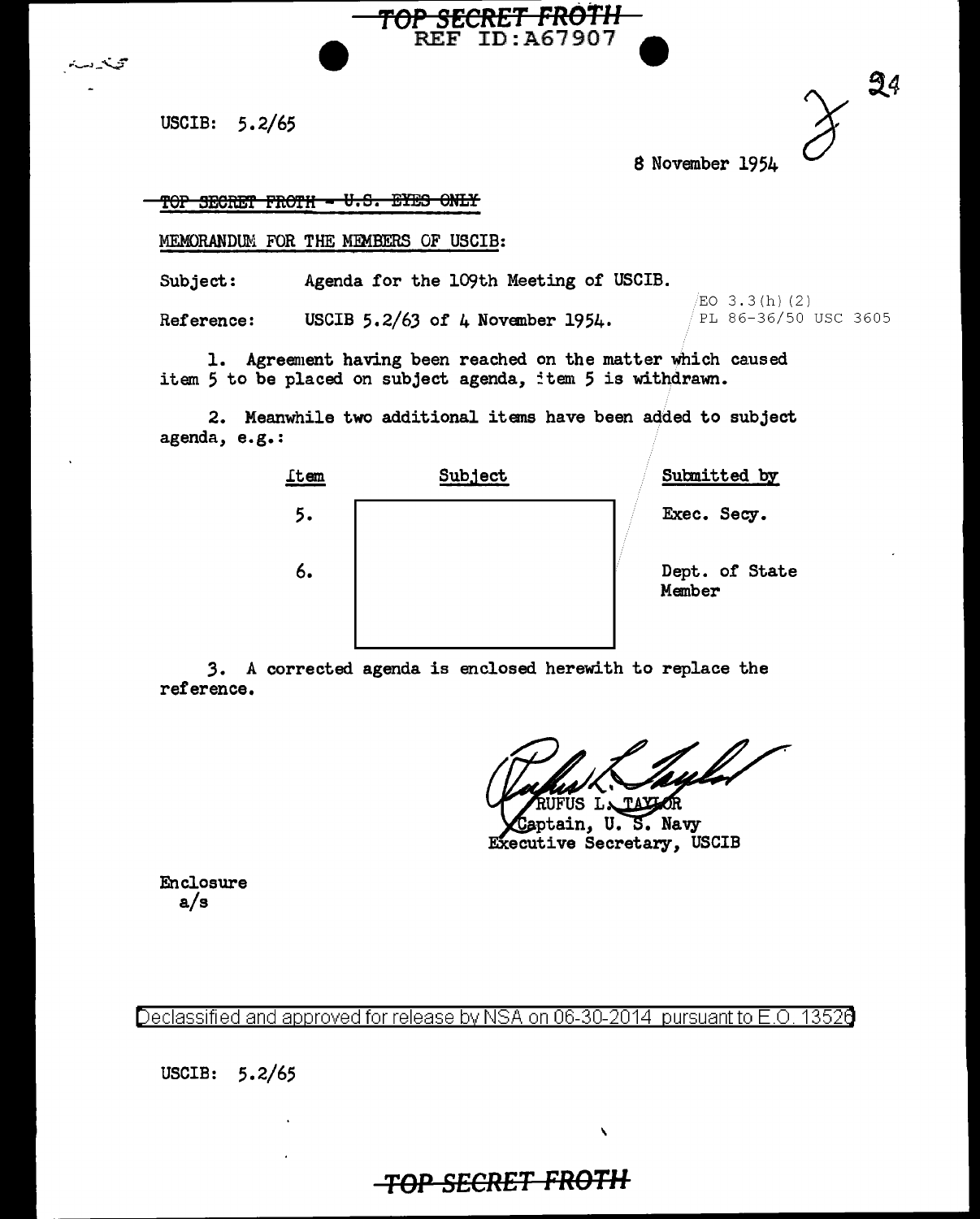TOP SECRET FROTH
REF ID:A67907

USCIB: 5.2/65

8 November 1954

~~TOP SECRET FROTH - U.S. EYES ONLY~~

MEMORANDUM FOR THE MEMBERS OF USCIB:

Subject: Agenda for the 109th Meeting of USCIB.

Reference: USCIB 5.2/63 of 4 November 1954.

EO 3.3(h)(2)
PL 86-36/50 USC 3605

1. Agreement having been reached on the matter which caused item 5 to be placed on subject agenda, item 5 is withdrawn.

2. Meanwhile two additional items have been added to subject agenda, e.g.:

| Item | Subject | Submitted by |
|---|---|---|
| 5. | | Exec. Secy. |
| 6. | | Dept. of State Member |

3. A corrected agenda is enclosed herewith to replace the reference.

RUFUS L. TAYLOR
Captain, U. S. Navy
Executive Secretary, USCIB

Enclosure
a/s

Declassified and approved for release by NSA on 06-30-2014 pursuant to E.O. 13526

USCIB: 5.2/65

TOP SECRET FROTH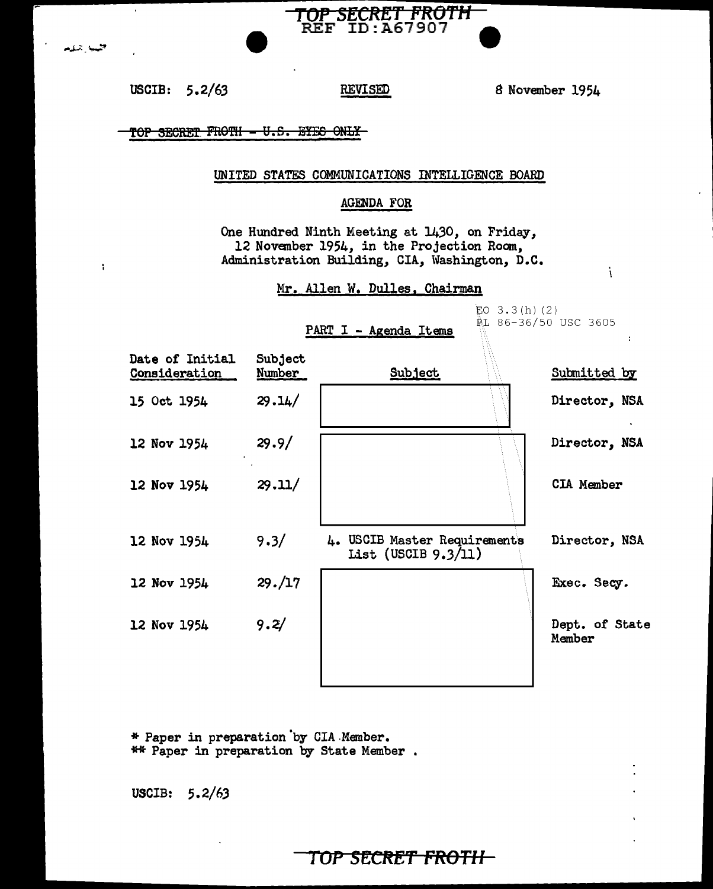TOP SECRET FROTH
REF ID:A67907

USCIB: 5.2/63 REVISED 8 November 1954

~~TOP SECRET FROTH - U.S. EYES ONLY~~

UNITED STATES COMMUNICATIONS INTELLIGENCE BOARD

AGENDA FOR

One Hundred Ninth Meeting at 1430, on Friday, 12 November 1954, in the Projection Room, Administration Building, CIA, Washington, D.C.

Mr. Allen W. Dulles, Chairman

EO 3.3(h)(2)
PL 86-36/50 USC 3605

PART I - Agenda Items

| Date of Initial Consideration | Subject Number | Subject | Submitted by |
|---|---|---|---|
| 15 Oct 1954 | 29.14/ | [redacted] | Director, NSA |
| 12 Nov 1954 | 29.9/ | [redacted] | Director, NSA |
| 12 Nov 1954 | 29.11/ | [redacted] | CIA Member |
| 12 Nov 1954 | 9.3/ | 4. USCIB Master Requirements List (USCIB 9.3/11) | Director, NSA |
| 12 Nov 1954 | 29./17 | [redacted] | Exec. Secy. |
| 12 Nov 1954 | 9.2/ | [redacted] | Dept. of State Member |

* Paper in preparation by CIA Member.
** Paper in preparation by State Member .

USCIB: 5.2/63

TOP SECRET FROTH